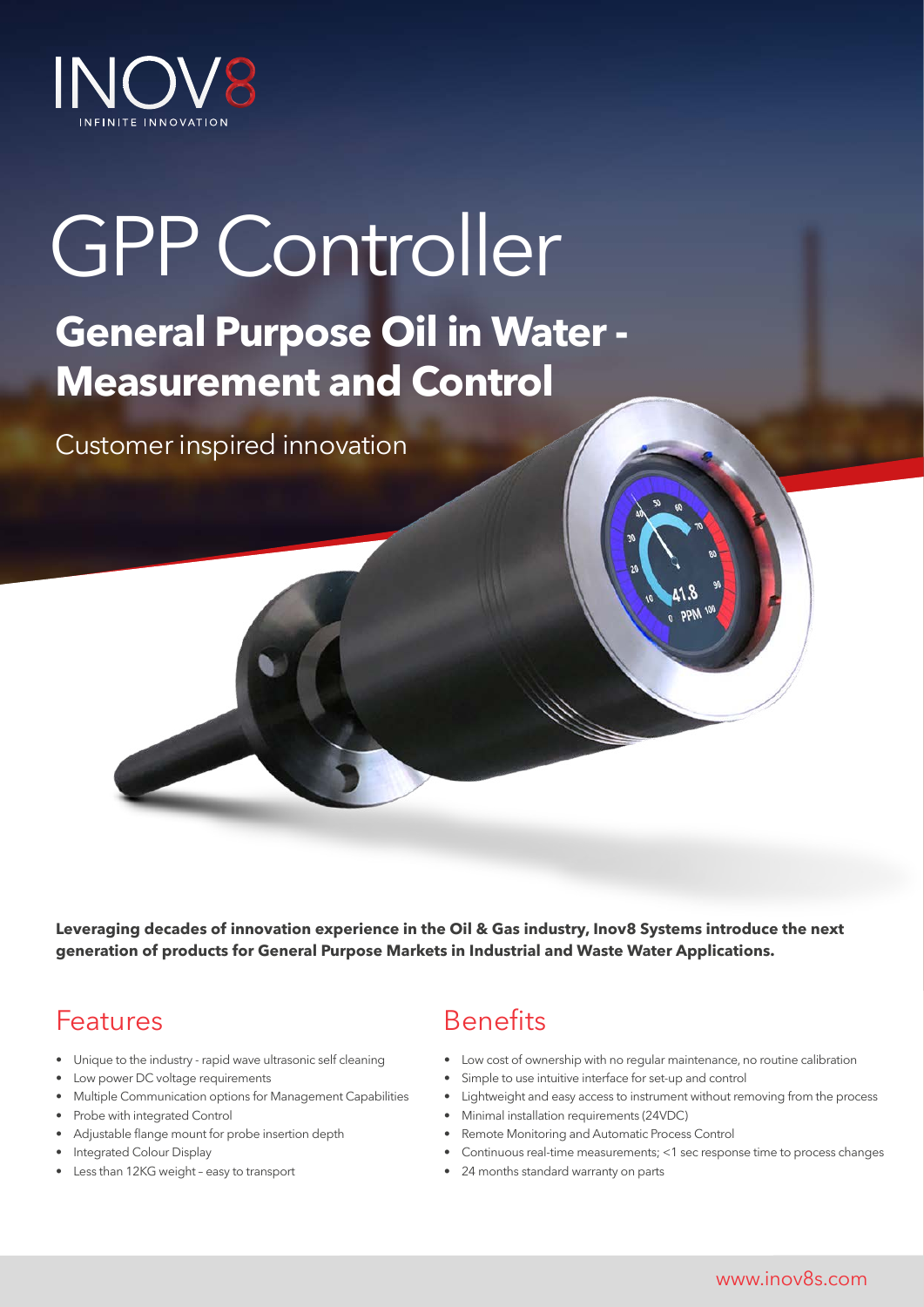INOV8

INFINITE INNOVATION

# GPP Controller

## General Purpose Oil in Water - Measurement and Control

Customer inspired innovation

**Leveraging decades of innovation experience in the Oil & Gas industry, Inov8 Systems introduce the next generation of products for General Purpose Markets in Industrial and Waste Water Applications.**

## Features

- Unique to the industry - rapid wave ultrasonic self cleaning
- Low power DC voltage requirements
- Multiple Communication options for Management Capabilities
- Probe with integrated Control
- Adjustable flange mount for probe insertion depth
- Integrated Colour Display
- Less than 12KG weight – easy to transport

## Benefits

- Low cost of ownership with no regular maintenance, no routine calibration
- Simple to use intuitive interface for set-up and control
- Lightweight and easy access to instrument without removing from the process
- Minimal installation requirements (24VDC)
- Remote Monitoring and Automatic Process Control
- Continuous real-time measurements; <1 sec response time to process changes
- 24 months standard warranty on parts

www.inov8s.com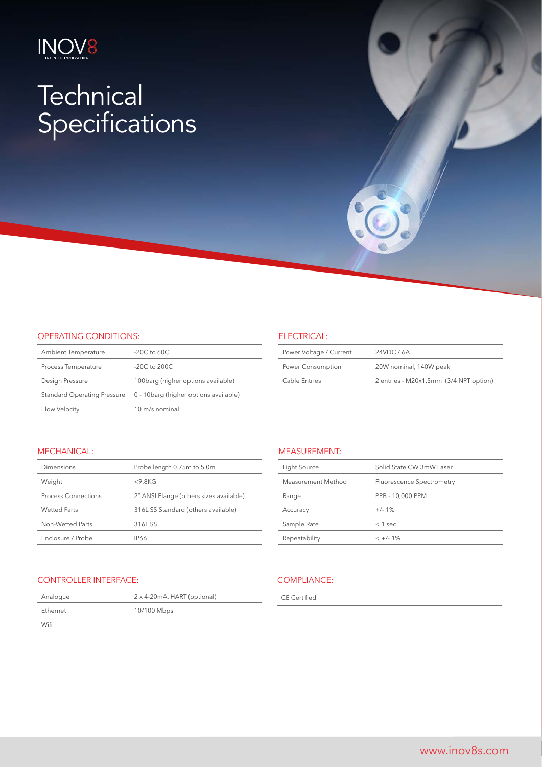INOV8

INFINITE INNOVATION

# Technical Specifications

## OPERATING CONDITIONS:

| | |
|---|---|
| Ambient Temperature | -20C to 60C |
| Process Temperature | -20C to 200C |
| Design Pressure | 100barg (higher options available) |
| Standard Operating Pressure | 0 - 10barg (higher options available) |
| Flow Velocity | 10 m/s nominal |

## ELECTRICAL:

| | |
|---|---|
| Power Voltage / Current | 24VDC / 6A |
| Power Consumption | 20W nominal, 140W peak |
| Cable Entries | 2 entries - M20x1.5mm (3/4 NPT option) |

## MECHANICAL:

| | |
|---|---|
| Dimensions | Probe length 0.75m to 5.0m |
| Weight | <9.8KG |
| Process Connections | 2" ANSI Flange (others sizes available) |
| Wetted Parts | 316L SS Standard (others available) |
| Non-Wetted Parts | 316L SS |
| Enclosure / Probe | IP66 |

## MEASUREMENT:

| | |
|---|---|
| Light Source | Solid State CW 3mW Laser |
| Measurement Method | Fluorescence Spectrometry |
| Range | PPB - 10,000 PPM |
| Accuracy | +/- 1% |
| Sample Rate | < 1 sec |
| Repeatability | < +/- 1% |

## CONTROLLER INTERFACE:

| | |
|---|---|
| Analogue | 2 x 4-20mA, HART (optional) |
| Ethernet | 10/100 Mbps |
| Wifi | |

## COMPLIANCE:

CE Certified

www.inov8s.com